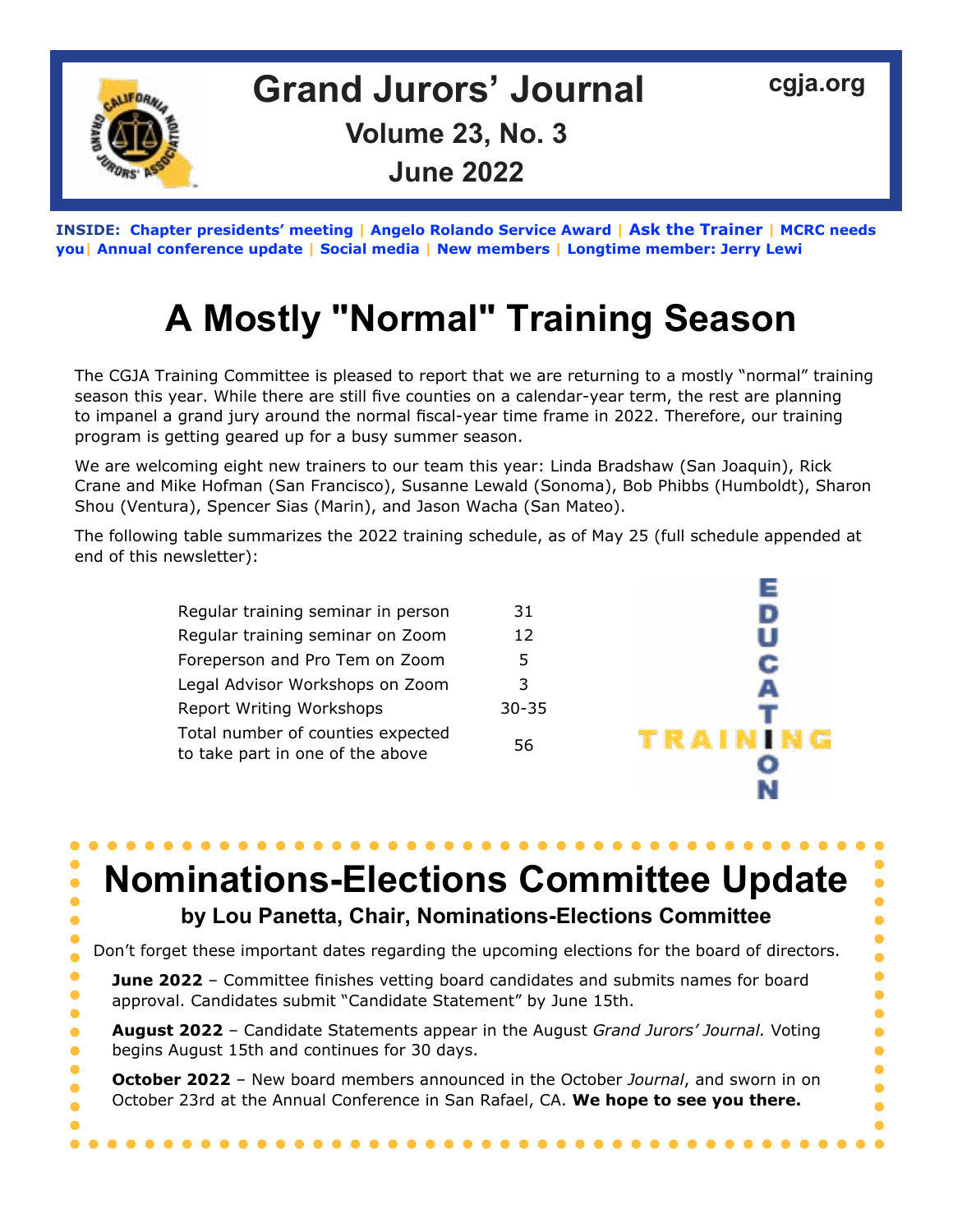# Grand Jurors' Journal

cgja.org

**Volume 23, No. 3**

**June 2022**

**INSIDE: Chapter presidents' meeting | Angelo Rolando Service Award | Ask the Trainer | MCRC needs you | Annual conference update | Social media | New members | Longtime member: Jerry Lewi**

# A Mostly "Normal" Training Season

The CGJA Training Committee is pleased to report that we are returning to a mostly "normal" training season this year. While there are still five counties on a calendar-year term, the rest are planning to impanel a grand jury around the normal fiscal-year time frame in 2022. Therefore, our training program is getting geared up for a busy summer season.

We are welcoming eight new trainers to our team this year: Linda Bradshaw (San Joaquin), Rick Crane and Mike Hofman (San Francisco), Susanne Lewald (Sonoma), Bob Phibbs (Humboldt), Sharon Shou (Ventura), Spencer Sias (Marin), and Jason Wacha (San Mateo).

The following table summarizes the 2022 training schedule, as of May 25 (full schedule appended at end of this newsletter):

| | |
|---|---|
| Regular training seminar in person | 31 |
| Regular training seminar on Zoom | 12 |
| Foreperson and Pro Tem on Zoom | 5 |
| Legal Advisor Workshops on Zoom | 3 |
| Report Writing Workshops | 30-35 |
| Total number of counties expected to take part in one of the above | 56 |

# Nominations-Elections Committee Update

**by Lou Panetta, Chair, Nominations-Elections Committee**

Don't forget these important dates regarding the upcoming elections for the board of directors.

**June 2022** – Committee finishes vetting board candidates and submits names for board approval. Candidates submit "Candidate Statement" by June 15th.

**August 2022** – Candidate Statements appear in the August *Grand Jurors' Journal.* Voting begins August 15th and continues for 30 days.

**October 2022** – New board members announced in the October *Journal*, and sworn in on October 23rd at the Annual Conference in San Rafael, CA. **We hope to see you there.**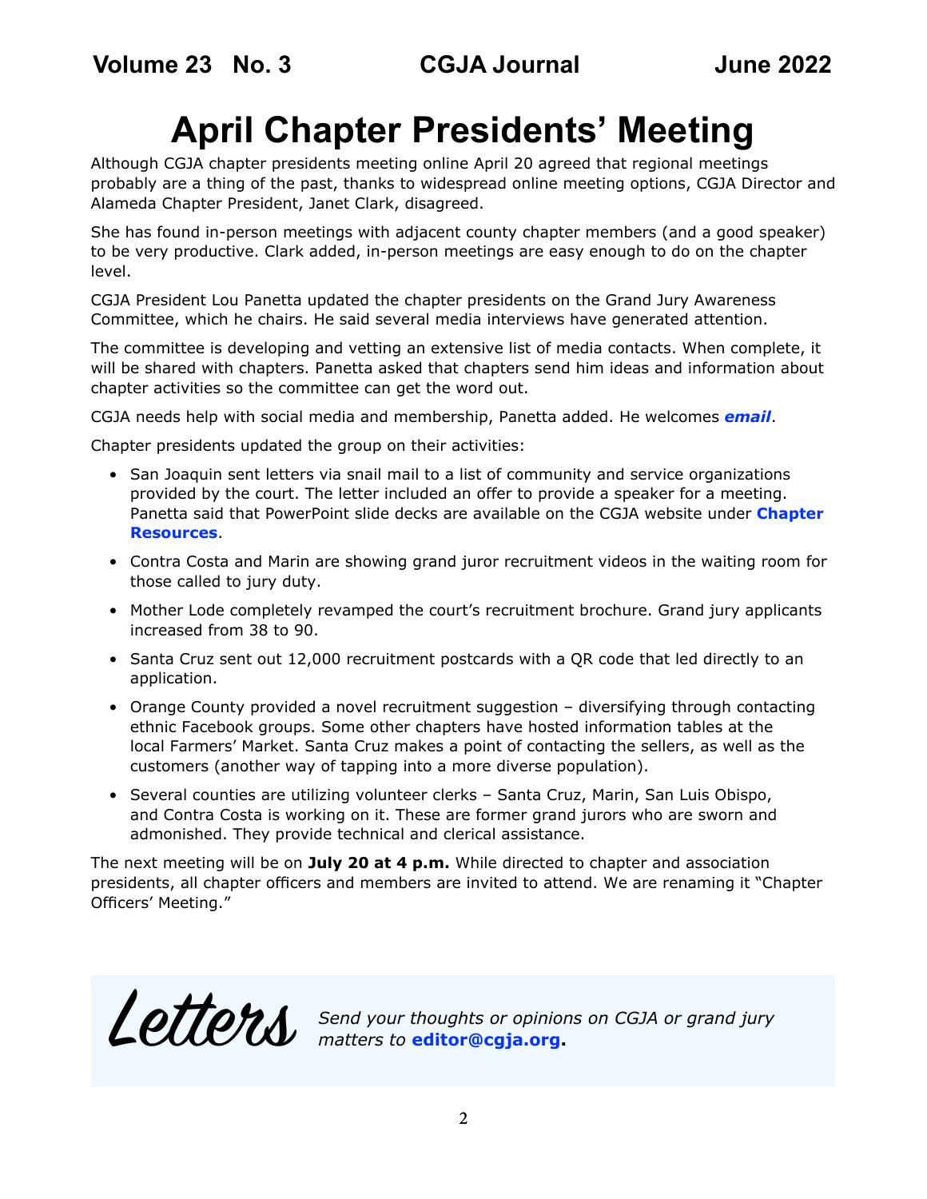# April Chapter Presidents' Meeting

Although CGJA chapter presidents meeting online April 20 agreed that regional meetings probably are a thing of the past, thanks to widespread online meeting options, CGJA Director and Alameda Chapter President, Janet Clark, disagreed.

She has found in-person meetings with adjacent county chapter members (and a good speaker) to be very productive. Clark added, in-person meetings are easy enough to do on the chapter level.

CGJA President Lou Panetta updated the chapter presidents on the Grand Jury Awareness Committee, which he chairs. He said several media interviews have generated attention.

The committee is developing and vetting an extensive list of media contacts. When complete, it will be shared with chapters. Panetta asked that chapters send him ideas and information about chapter activities so the committee can get the word out.

CGJA needs help with social media and membership, Panetta added. He welcomes ***email***.

Chapter presidents updated the group on their activities:

- San Joaquin sent letters via snail mail to a list of community and service organizations provided by the court. The letter included an offer to provide a speaker for a meeting. Panetta said that PowerPoint slide decks are available on the CGJA website under **Chapter Resources**.
- Contra Costa and Marin are showing grand juror recruitment videos in the waiting room for those called to jury duty.
- Mother Lode completely revamped the court's recruitment brochure. Grand jury applicants increased from 38 to 90.
- Santa Cruz sent out 12,000 recruitment postcards with a QR code that led directly to an application.
- Orange County provided a novel recruitment suggestion – diversifying through contacting ethnic Facebook groups. Some other chapters have hosted information tables at the local Farmers' Market. Santa Cruz makes a point of contacting the sellers, as well as the customers (another way of tapping into a more diverse population).
- Several counties are utilizing volunteer clerks – Santa Cruz, Marin, San Luis Obispo, and Contra Costa is working on it. These are former grand jurors who are sworn and admonished. They provide technical and clerical assistance.

The next meeting will be on **July 20 at 4 p.m.** While directed to chapter and association presidents, all chapter officers and members are invited to attend. We are renaming it "Chapter Officers' Meeting."

## Letters

*Send your thoughts or opinions on CGJA or grand jury matters to* **editor@cgja.org.**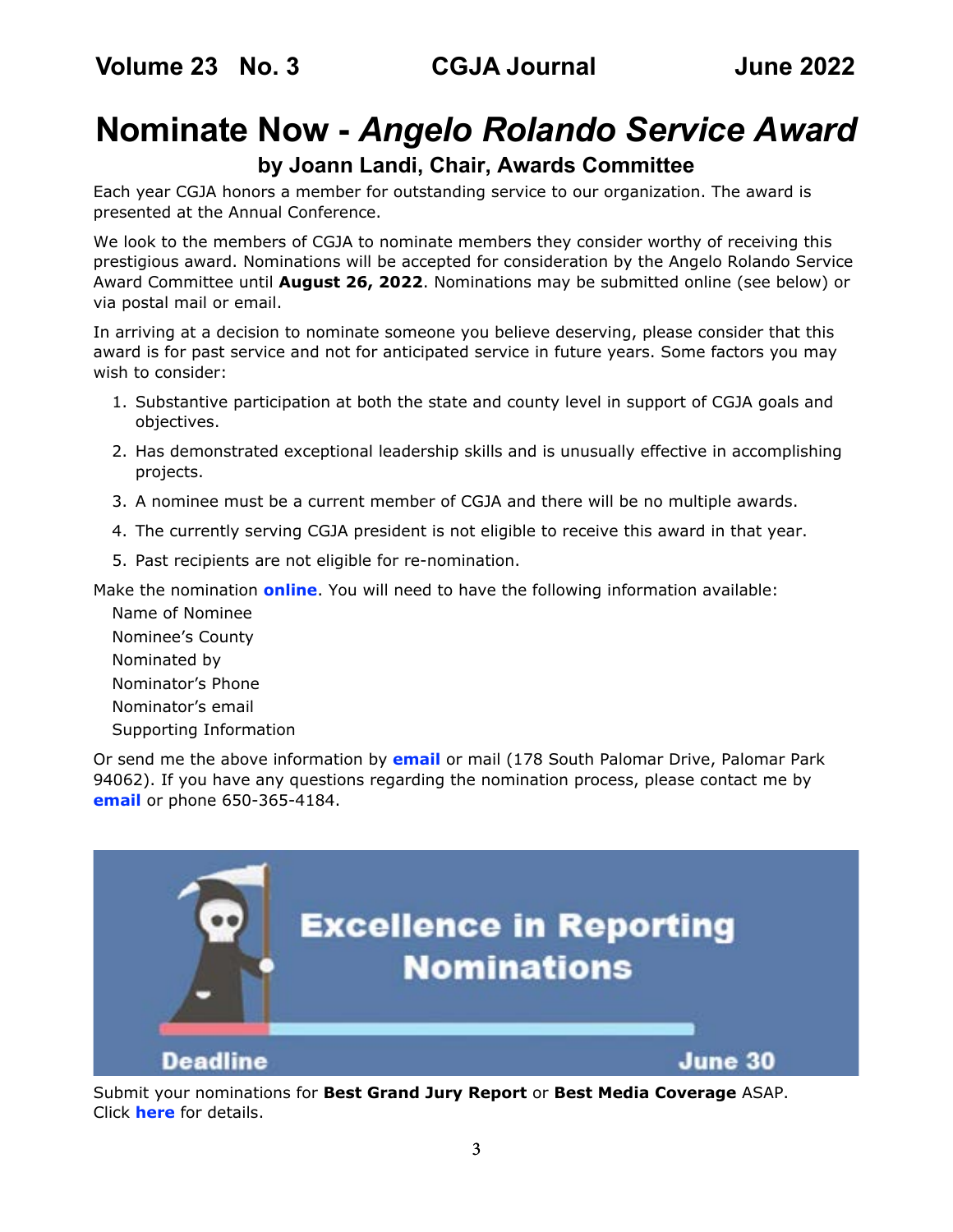# Nominate Now - *Angelo Rolando Service Award*

### by Joann Landi, Chair, Awards Committee

Each year CGJA honors a member for outstanding service to our organization. The award is presented at the Annual Conference.

We look to the members of CGJA to nominate members they consider worthy of receiving this prestigious award. Nominations will be accepted for consideration by the Angelo Rolando Service Award Committee until **August 26, 2022**. Nominations may be submitted online (see below) or via postal mail or email.

In arriving at a decision to nominate someone you believe deserving, please consider that this award is for past service and not for anticipated service in future years. Some factors you may wish to consider:

1. Substantive participation at both the state and county level in support of CGJA goals and objectives.
2. Has demonstrated exceptional leadership skills and is unusually effective in accomplishing projects.
3. A nominee must be a current member of CGJA and there will be no multiple awards.
4. The currently serving CGJA president is not eligible to receive this award in that year.
5. Past recipients are not eligible for re-nomination.

Make the nomination **online**. You will need to have the following information available:

Name of Nominee
Nominee's County
Nominated by
Nominator's Phone
Nominator's email
Supporting Information

Or send me the above information by **email** or mail (178 South Palomar Drive, Palomar Park 94062). If you have any questions regarding the nomination process, please contact me by **email** or phone 650-365-4184.

**Excellence in Reporting Nominations**

**Deadline** **June 30**

Submit your nominations for **Best Grand Jury Report** or **Best Media Coverage** ASAP. Click **here** for details.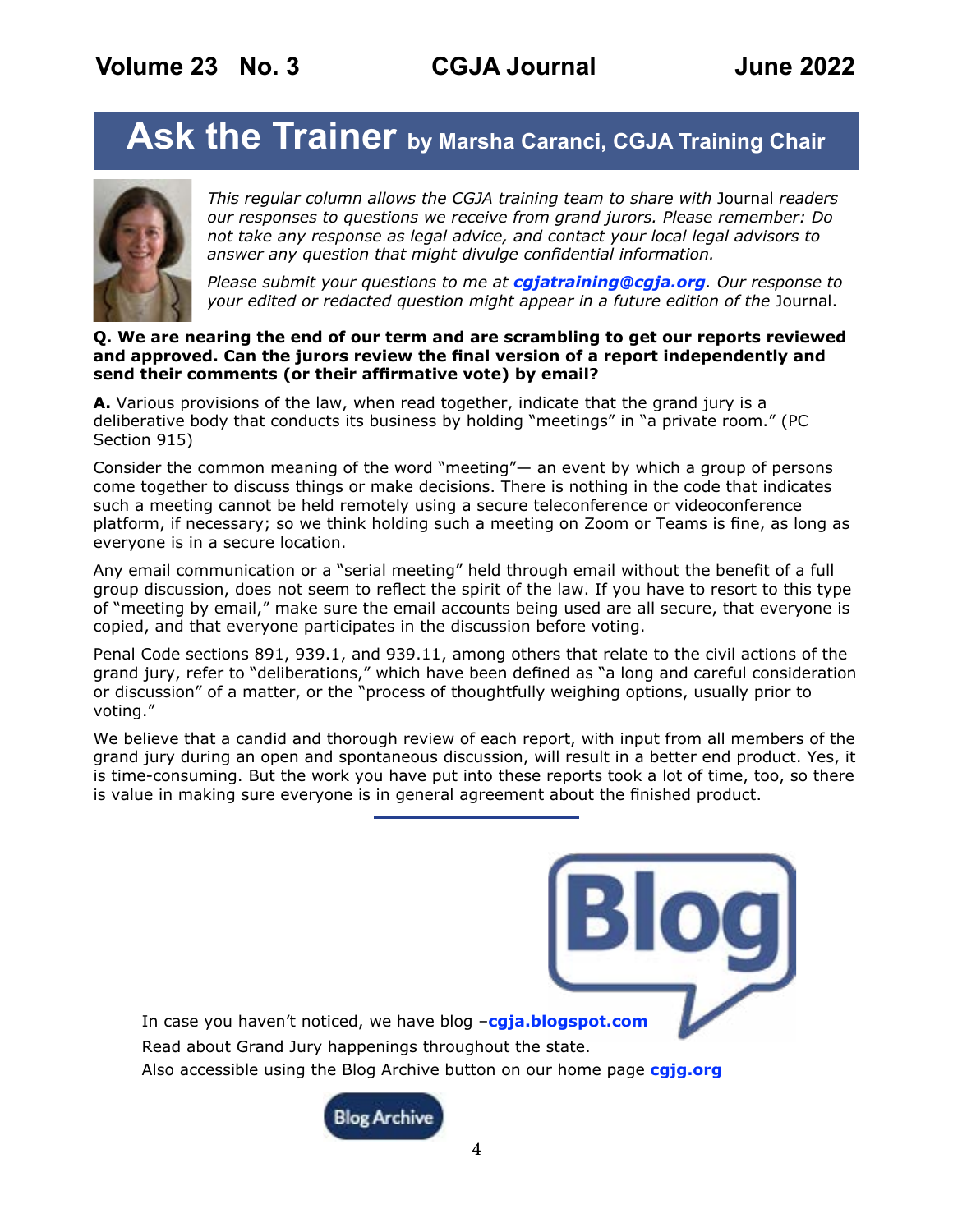# Ask the Trainer by Marsha Caranci, CGJA Training Chair

*This regular column allows the CGJA training team to share with* Journal *readers our responses to questions we receive from grand jurors. Please remember: Do not take any response as legal advice, and contact your local legal advisors to answer any question that might divulge confidential information.*

*Please submit your questions to me at* ***cgjatraining@cgja.org****. Our response to your edited or redacted question might appear in a future edition of the* Journal.

**Q. We are nearing the end of our term and are scrambling to get our reports reviewed and approved. Can the jurors review the final version of a report independently and send their comments (or their affirmative vote) by email?**

**A.** Various provisions of the law, when read together, indicate that the grand jury is a deliberative body that conducts its business by holding "meetings" in "a private room." (PC Section 915)

Consider the common meaning of the word "meeting"— an event by which a group of persons come together to discuss things or make decisions. There is nothing in the code that indicates such a meeting cannot be held remotely using a secure teleconference or videoconference platform, if necessary; so we think holding such a meeting on Zoom or Teams is fine, as long as everyone is in a secure location.

Any email communication or a "serial meeting" held through email without the benefit of a full group discussion, does not seem to reflect the spirit of the law. If you have to resort to this type of "meeting by email," make sure the email accounts being used are all secure, that everyone is copied, and that everyone participates in the discussion before voting.

Penal Code sections 891, 939.1, and 939.11, among others that relate to the civil actions of the grand jury, refer to "deliberations," which have been defined as "a long and careful consideration or discussion" of a matter, or the "process of thoughtfully weighing options, usually prior to voting."

We believe that a candid and thorough review of each report, with input from all members of the grand jury during an open and spontaneous discussion, will result in a better end product. Yes, it is time-consuming. But the work you have put into these reports took a lot of time, too, so there is value in making sure everyone is in general agreement about the finished product.

---

In case you haven't noticed, we have blog –**cgja.blogspot.com**

Read about Grand Jury happenings throughout the state.

Also accessible using the Blog Archive button on our home page **cgjg.org**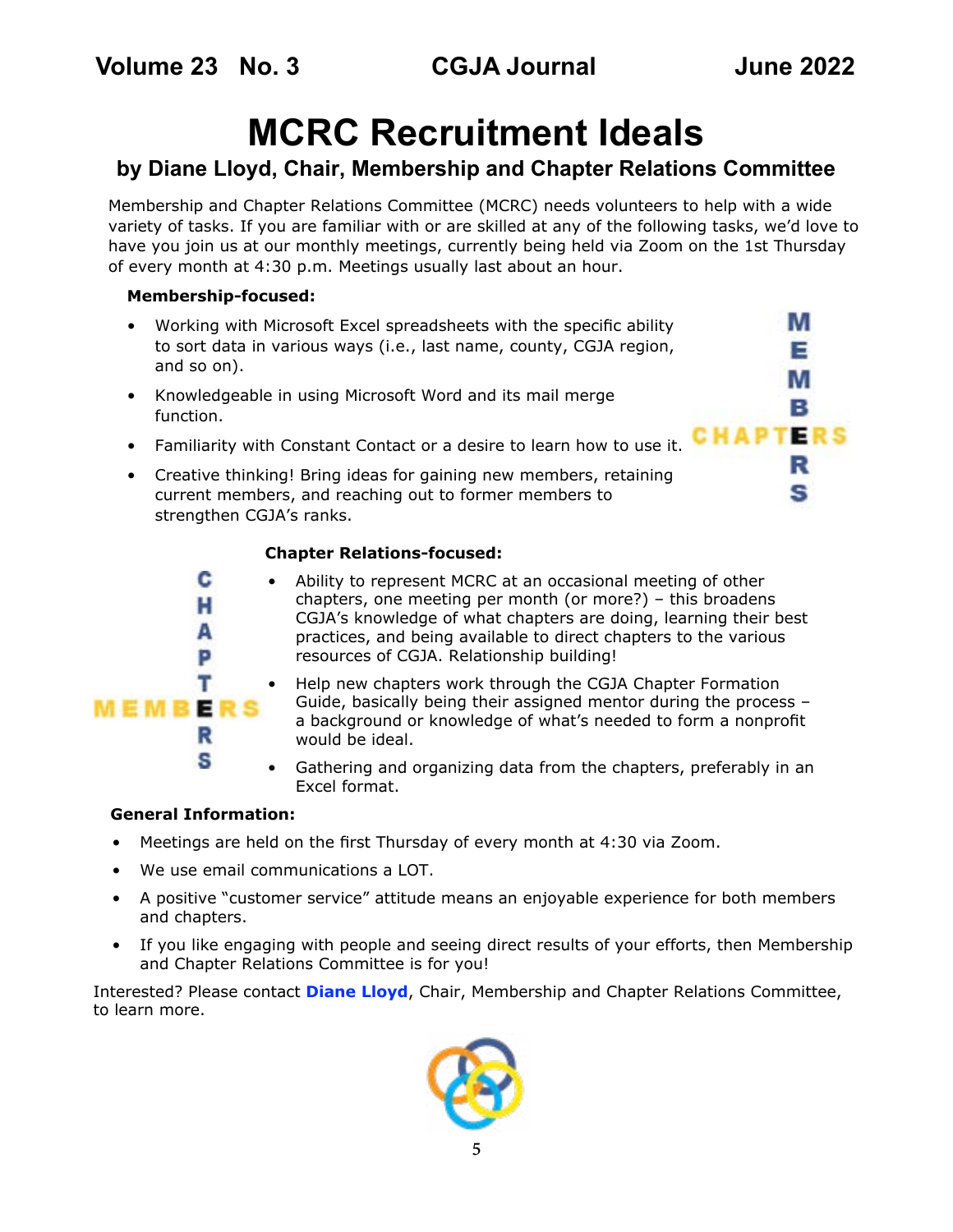# MCRC Recruitment Ideals

## by Diane Lloyd, Chair, Membership and Chapter Relations Committee

Membership and Chapter Relations Committee (MCRC) needs volunteers to help with a wide variety of tasks. If you are familiar with or are skilled at any of the following tasks, we'd love to have you join us at our monthly meetings, currently being held via Zoom on the 1st Thursday of every month at 4:30 p.m. Meetings usually last about an hour.

**Membership-focused:**

- Working with Microsoft Excel spreadsheets with the specific ability to sort data in various ways (i.e., last name, county, CGJA region, and so on).
- Knowledgeable in using Microsoft Word and its mail merge function.
- Familiarity with Constant Contact or a desire to learn how to use it.
- Creative thinking! Bring ideas for gaining new members, retaining current members, and reaching out to former members to strengthen CGJA's ranks.

**Chapter Relations-focused:**

- Ability to represent MCRC at an occasional meeting of other chapters, one meeting per month (or more?) – this broadens CGJA's knowledge of what chapters are doing, learning their best practices, and being available to direct chapters to the various resources of CGJA. Relationship building!
- Help new chapters work through the CGJA Chapter Formation Guide, basically being their assigned mentor during the process – a background or knowledge of what's needed to form a nonprofit would be ideal.
- Gathering and organizing data from the chapters, preferably in an Excel format.

**General Information:**

- Meetings are held on the first Thursday of every month at 4:30 via Zoom.
- We use email communications a LOT.
- A positive "customer service" attitude means an enjoyable experience for both members and chapters.
- If you like engaging with people and seeing direct results of your efforts, then Membership and Chapter Relations Committee is for you!

Interested? Please contact **Diane Lloyd**, Chair, Membership and Chapter Relations Committee, to learn more.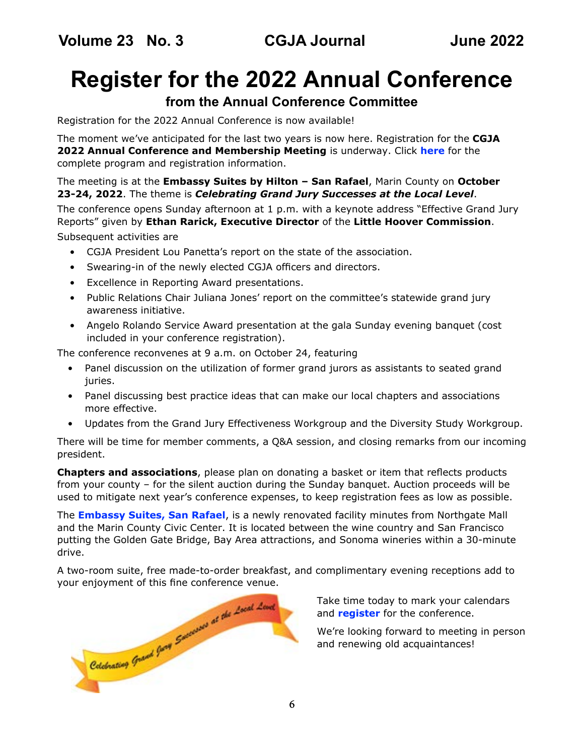# Register for the 2022 Annual Conference

### from the Annual Conference Committee

Registration for the 2022 Annual Conference is now available!

The moment we've anticipated for the last two years is now here. Registration for the **CGJA 2022 Annual Conference and Membership Meeting** is underway. Click **here** for the complete program and registration information.

The meeting is at the **Embassy Suites by Hilton – San Rafael**, Marin County on **October 23-24, 2022**. The theme is ***Celebrating Grand Jury Successes at the Local Level***.

The conference opens Sunday afternoon at 1 p.m. with a keynote address "Effective Grand Jury Reports" given by **Ethan Rarick, Executive Director** of the **Little Hoover Commission**.

Subsequent activities are

- CGJA President Lou Panetta's report on the state of the association.
- Swearing-in of the newly elected CGJA officers and directors.
- Excellence in Reporting Award presentations.
- Public Relations Chair Juliana Jones' report on the committee's statewide grand jury awareness initiative.
- Angelo Rolando Service Award presentation at the gala Sunday evening banquet (cost included in your conference registration).

The conference reconvenes at 9 a.m. on October 24, featuring

- Panel discussion on the utilization of former grand jurors as assistants to seated grand juries.
- Panel discussing best practice ideas that can make our local chapters and associations more effective.
- Updates from the Grand Jury Effectiveness Workgroup and the Diversity Study Workgroup.

There will be time for member comments, a Q&A session, and closing remarks from our incoming president.

**Chapters and associations**, please plan on donating a basket or item that reflects products from your county – for the silent auction during the Sunday banquet. Auction proceeds will be used to mitigate next year's conference expenses, to keep registration fees as low as possible.

The **Embassy Suites, San Rafael**, is a newly renovated facility minutes from Northgate Mall and the Marin County Civic Center. It is located between the wine country and San Francisco putting the Golden Gate Bridge, Bay Area attractions, and Sonoma wineries within a 30-minute drive.

A two-room suite, free made-to-order breakfast, and complimentary evening receptions add to your enjoyment of this fine conference venue.

Celebrating Grand Jury Successes at the Local Level

Take time today to mark your calendars and **register** for the conference.

We're looking forward to meeting in person and renewing old acquaintances!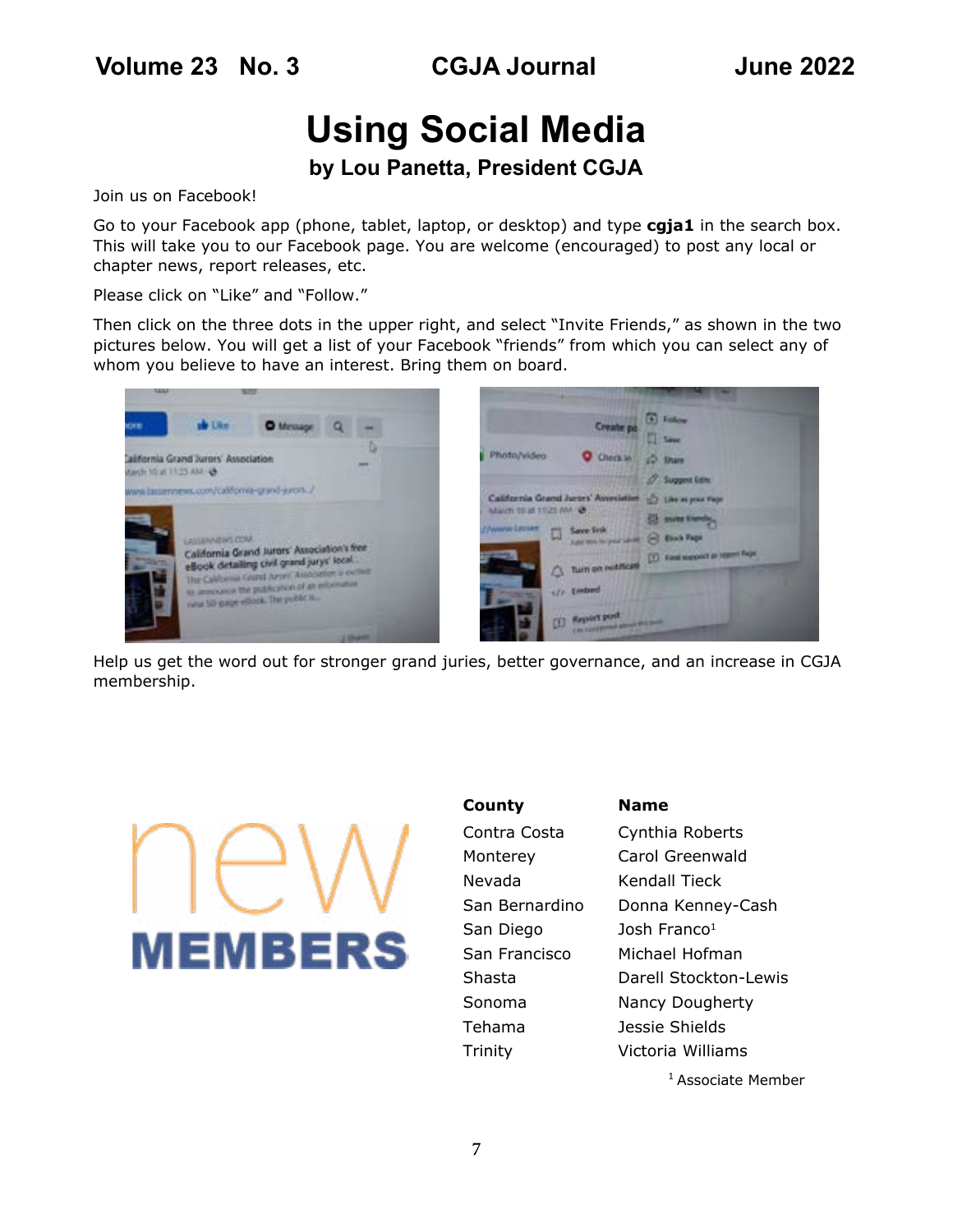# Using Social Media

**by Lou Panetta, President CGJA**

Join us on Facebook!

Go to your Facebook app (phone, tablet, laptop, or desktop) and type **cgja1** in the search box. This will take you to our Facebook page. You are welcome (encouraged) to post any local or chapter news, report releases, etc.

Please click on "Like" and "Follow."

Then click on the three dots in the upper right, and select "Invite Friends," as shown in the two pictures below. You will get a list of your Facebook "friends" from which you can select any of whom you believe to have an interest. Bring them on board.

Help us get the word out for stronger grand juries, better governance, and an increase in CGJA membership.

## new MEMBERS

| County | Name |
|---|---|
| Contra Costa | Cynthia Roberts |
| Monterey | Carol Greenwald |
| Nevada | Kendall Tieck |
| San Bernardino | Donna Kenney-Cash |
| San Diego | Josh Franco[1] |
| San Francisco | Michael Hofman |
| Shasta | Darell Stockton-Lewis |
| Sonoma | Nancy Dougherty |
| Tehama | Jessie Shields |
| Trinity | Victoria Williams |

[1] Associate Member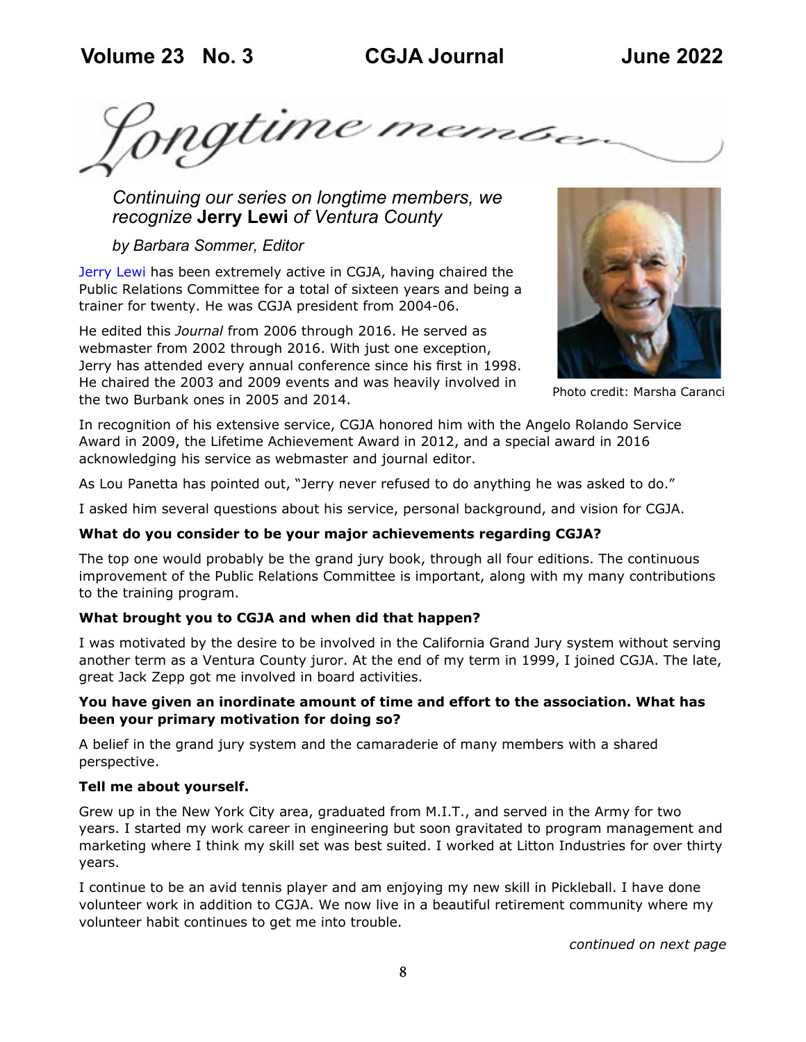# Longtime member

*Continuing our series on longtime members, we recognize* **Jerry Lewi** *of Ventura County*

*by Barbara Sommer, Editor*

Jerry Lewi has been extremely active in CGJA, having chaired the Public Relations Committee for a total of sixteen years and being a trainer for twenty. He was CGJA president from 2004-06.

He edited this *Journal* from 2006 through 2016. He served as webmaster from 2002 through 2016. With just one exception, Jerry has attended every annual conference since his first in 1998. He chaired the 2003 and 2009 events and was heavily involved in the two Burbank ones in 2005 and 2014.

Photo credit: Marsha Caranci

In recognition of his extensive service, CGJA honored him with the Angelo Rolando Service Award in 2009, the Lifetime Achievement Award in 2012, and a special award in 2016 acknowledging his service as webmaster and journal editor.

As Lou Panetta has pointed out, "Jerry never refused to do anything he was asked to do."

I asked him several questions about his service, personal background, and vision for CGJA.

**What do you consider to be your major achievements regarding CGJA?**

The top one would probably be the grand jury book, through all four editions. The continuous improvement of the Public Relations Committee is important, along with my many contributions to the training program.

**What brought you to CGJA and when did that happen?**

I was motivated by the desire to be involved in the California Grand Jury system without serving another term as a Ventura County juror. At the end of my term in 1999, I joined CGJA. The late, great Jack Zepp got me involved in board activities.

**You have given an inordinate amount of time and effort to the association. What has been your primary motivation for doing so?**

A belief in the grand jury system and the camaraderie of many members with a shared perspective.

**Tell me about yourself.**

Grew up in the New York City area, graduated from M.I.T., and served in the Army for two years. I started my work career in engineering but soon gravitated to program management and marketing where I think my skill set was best suited. I worked at Litton Industries for over thirty years.

I continue to be an avid tennis player and am enjoying my new skill in Pickleball. I have done volunteer work in addition to CGJA. We now live in a beautiful retirement community where my volunteer habit continues to get me into trouble.

*continued on next page*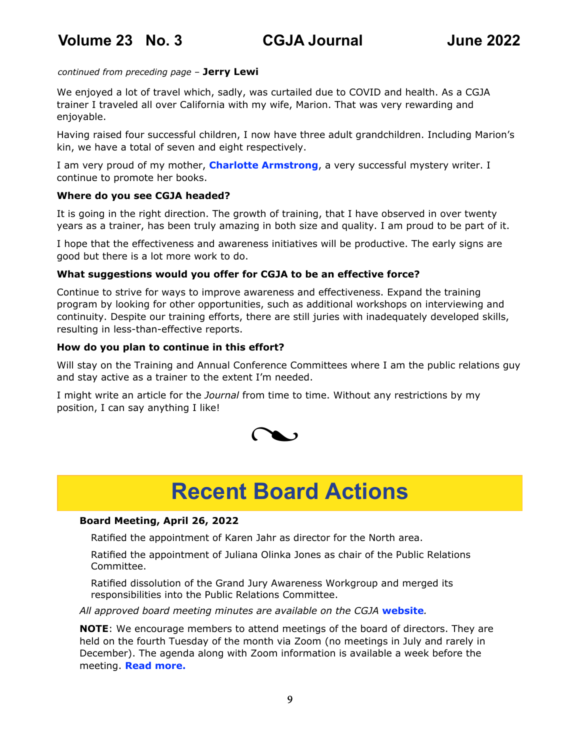*continued from preceding page* – **Jerry Lewi**

We enjoyed a lot of travel which, sadly, was curtailed due to COVID and health. As a CGJA trainer I traveled all over California with my wife, Marion. That was very rewarding and enjoyable.

Having raised four successful children, I now have three adult grandchildren. Including Marion's kin, we have a total of seven and eight respectively.

I am very proud of my mother, **Charlotte Armstrong**, a very successful mystery writer. I continue to promote her books.

**Where do you see CGJA headed?**

It is going in the right direction. The growth of training, that I have observed in over twenty years as a trainer, has been truly amazing in both size and quality. I am proud to be part of it.

I hope that the effectiveness and awareness initiatives will be productive. The early signs are good but there is a lot more work to do.

**What suggestions would you offer for CGJA to be an effective force?**

Continue to strive for ways to improve awareness and effectiveness. Expand the training program by looking for other opportunities, such as additional workshops on interviewing and continuity. Despite our training efforts, there are still juries with inadequately developed skills, resulting in less-than-effective reports.

**How do you plan to continue in this effort?**

Will stay on the Training and Annual Conference Committees where I am the public relations guy and stay active as a trainer to the extent I'm needed.

I might write an article for the *Journal* from time to time. Without any restrictions by my position, I can say anything I like!

# Recent Board Actions

**Board Meeting, April 26, 2022**

Ratified the appointment of Karen Jahr as director for the North area.

Ratified the appointment of Juliana Olinka Jones as chair of the Public Relations Committee.

Ratified dissolution of the Grand Jury Awareness Workgroup and merged its responsibilities into the Public Relations Committee.

*All approved board meeting minutes are available on the CGJA* **website**.

**NOTE**: We encourage members to attend meetings of the board of directors. They are held on the fourth Tuesday of the month via Zoom (no meetings in July and rarely in December). The agenda along with Zoom information is available a week before the meeting. **Read more.**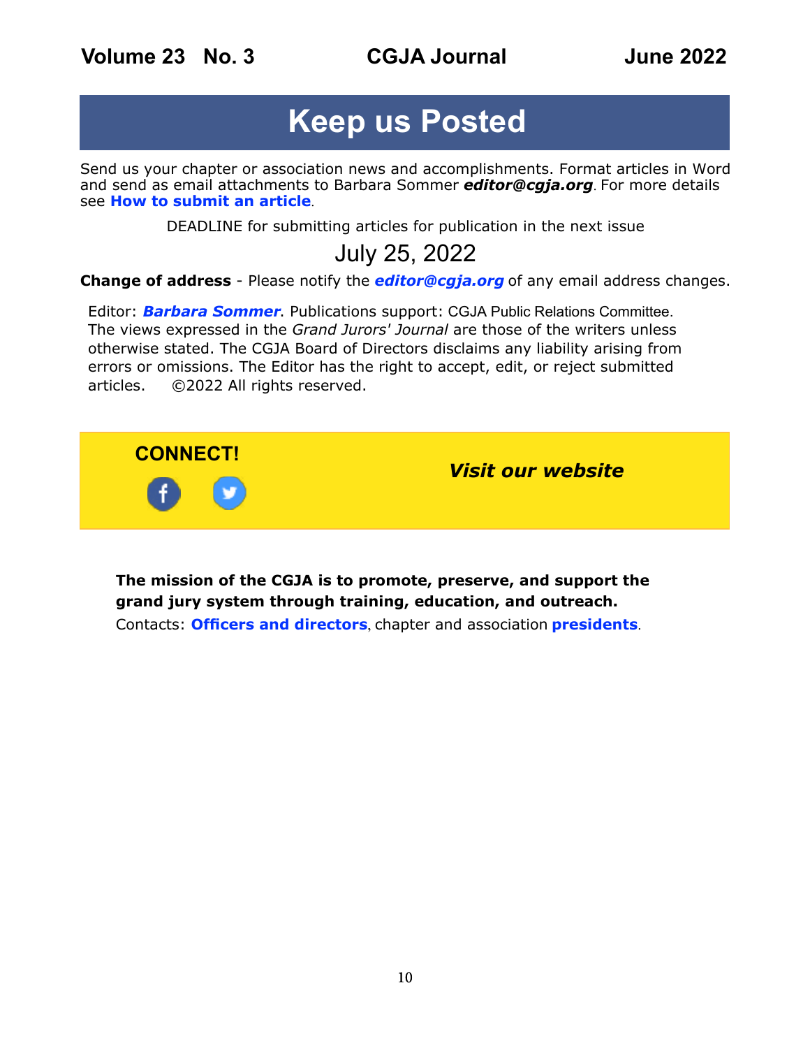# Keep us Posted

Send us your chapter or association news and accomplishments. Format articles in Word and send as email attachments to Barbara Sommer ***editor@cgja.org***. For more details see **How to submit an article**.

DEADLINE for submitting articles for publication in the next issue

July 25, 2022

**Change of address** - Please notify the ***editor@cgja.org*** of any email address changes.

Editor: ***Barbara Sommer***. Publications support: CGJA Public Relations Committee. The views expressed in the *Grand Jurors' Journal* are those of the writers unless otherwise stated. The CGJA Board of Directors disclaims any liability arising from errors or omissions. The Editor has the right to accept, edit, or reject submitted articles. ©2022 All rights reserved.

**CONNECT!**

***Visit our website***

**The mission of the CGJA is to promote, preserve, and support the grand jury system through training, education, and outreach.**

Contacts: **Officers and directors**, chapter and association **presidents**.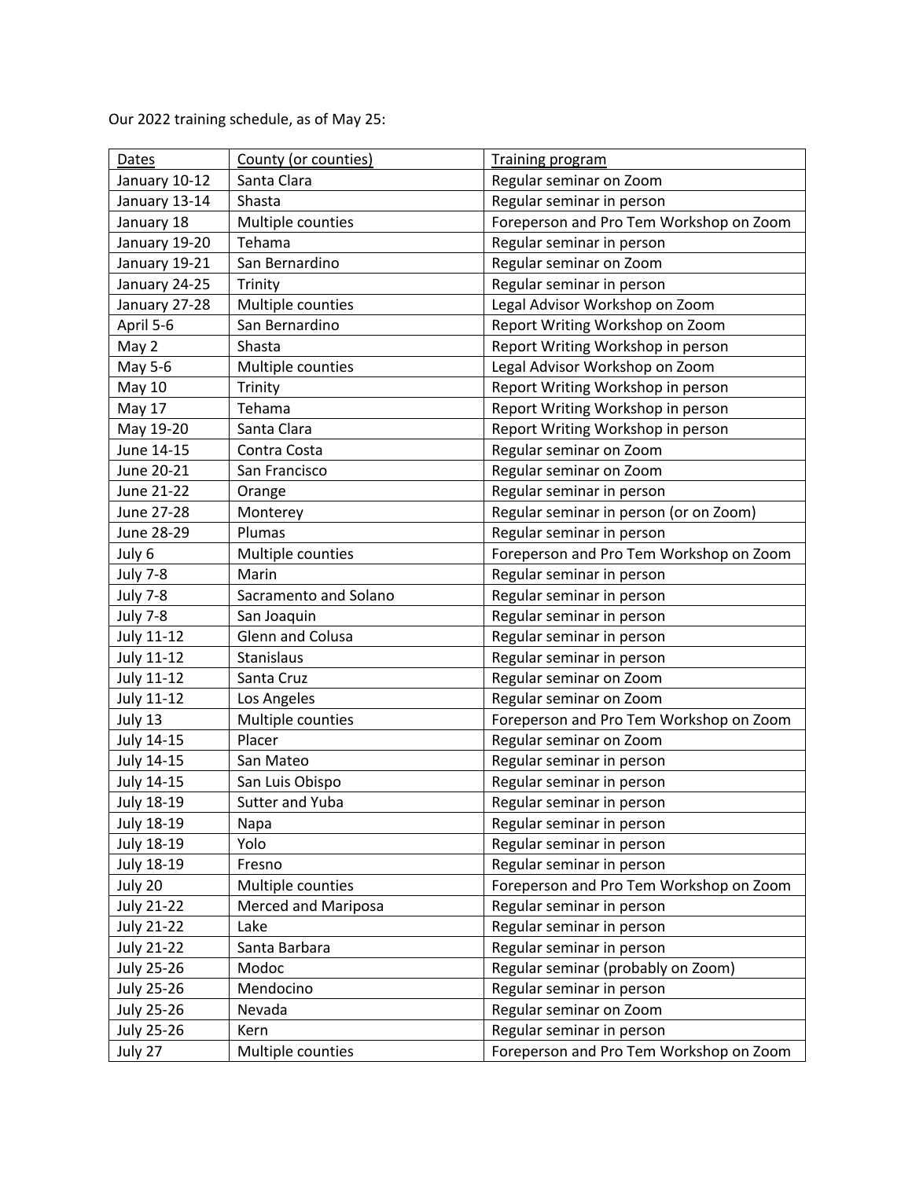Our 2022 training schedule, as of May 25:

| Dates | County (or counties) | Training program |
|---|---|---|
| January 10-12 | Santa Clara | Regular seminar on Zoom |
| January 13-14 | Shasta | Regular seminar in person |
| January 18 | Multiple counties | Foreperson and Pro Tem Workshop on Zoom |
| January 19-20 | Tehama | Regular seminar in person |
| January 19-21 | San Bernardino | Regular seminar on Zoom |
| January 24-25 | Trinity | Regular seminar in person |
| January 27-28 | Multiple counties | Legal Advisor Workshop on Zoom |
| April 5-6 | San Bernardino | Report Writing Workshop on Zoom |
| May 2 | Shasta | Report Writing Workshop in person |
| May 5-6 | Multiple counties | Legal Advisor Workshop on Zoom |
| May 10 | Trinity | Report Writing Workshop in person |
| May 17 | Tehama | Report Writing Workshop in person |
| May 19-20 | Santa Clara | Report Writing Workshop in person |
| June 14-15 | Contra Costa | Regular seminar on Zoom |
| June 20-21 | San Francisco | Regular seminar on Zoom |
| June 21-22 | Orange | Regular seminar in person |
| June 27-28 | Monterey | Regular seminar in person (or on Zoom) |
| June 28-29 | Plumas | Regular seminar in person |
| July 6 | Multiple counties | Foreperson and Pro Tem Workshop on Zoom |
| July 7-8 | Marin | Regular seminar in person |
| July 7-8 | Sacramento and Solano | Regular seminar in person |
| July 7-8 | San Joaquin | Regular seminar in person |
| July 11-12 | Glenn and Colusa | Regular seminar in person |
| July 11-12 | Stanislaus | Regular seminar in person |
| July 11-12 | Santa Cruz | Regular seminar on Zoom |
| July 11-12 | Los Angeles | Regular seminar on Zoom |
| July 13 | Multiple counties | Foreperson and Pro Tem Workshop on Zoom |
| July 14-15 | Placer | Regular seminar on Zoom |
| July 14-15 | San Mateo | Regular seminar in person |
| July 14-15 | San Luis Obispo | Regular seminar in person |
| July 18-19 | Sutter and Yuba | Regular seminar in person |
| July 18-19 | Napa | Regular seminar in person |
| July 18-19 | Yolo | Regular seminar in person |
| July 18-19 | Fresno | Regular seminar in person |
| July 20 | Multiple counties | Foreperson and Pro Tem Workshop on Zoom |
| July 21-22 | Merced and Mariposa | Regular seminar in person |
| July 21-22 | Lake | Regular seminar in person |
| July 21-22 | Santa Barbara | Regular seminar in person |
| July 25-26 | Modoc | Regular seminar (probably on Zoom) |
| July 25-26 | Mendocino | Regular seminar in person |
| July 25-26 | Nevada | Regular seminar on Zoom |
| July 25-26 | Kern | Regular seminar in person |
| July 27 | Multiple counties | Foreperson and Pro Tem Workshop on Zoom |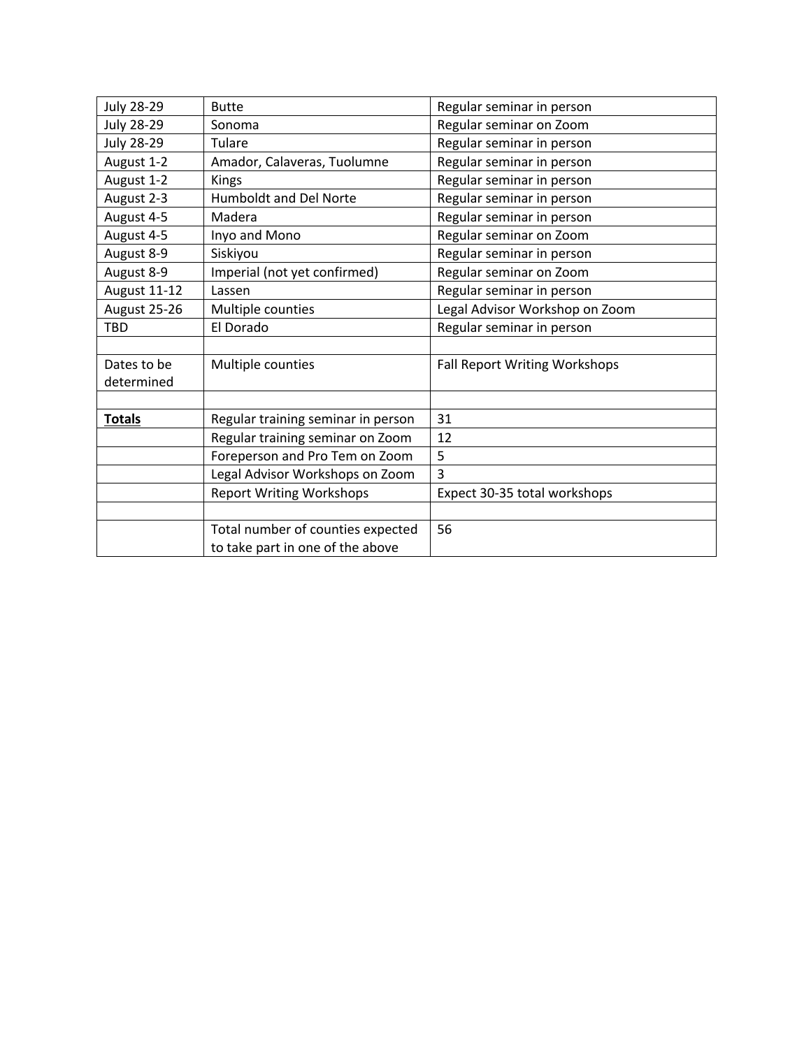| | | |
|---|---|---|
| July 28-29 | Butte | Regular seminar in person |
| July 28-29 | Sonoma | Regular seminar on Zoom |
| July 28-29 | Tulare | Regular seminar in person |
| August 1-2 | Amador, Calaveras, Tuolumne | Regular seminar in person |
| August 1-2 | Kings | Regular seminar in person |
| August 2-3 | Humboldt and Del Norte | Regular seminar in person |
| August 4-5 | Madera | Regular seminar in person |
| August 4-5 | Inyo and Mono | Regular seminar on Zoom |
| August 8-9 | Siskiyou | Regular seminar in person |
| August 8-9 | Imperial (not yet confirmed) | Regular seminar on Zoom |
| August 11-12 | Lassen | Regular seminar in person |
| August 25-26 | Multiple counties | Legal Advisor Workshop on Zoom |
| TBD | El Dorado | Regular seminar in person |
| | | |
| Dates to be determined | Multiple counties | Fall Report Writing Workshops |
| | | |
| **Totals** | Regular training seminar in person | 31 |
| | Regular training seminar on Zoom | 12 |
| | Foreperson and Pro Tem on Zoom | 5 |
| | Legal Advisor Workshops on Zoom | 3 |
| | Report Writing Workshops | Expect 30-35 total workshops |
| | | |
| | Total number of counties expected to take part in one of the above | 56 |